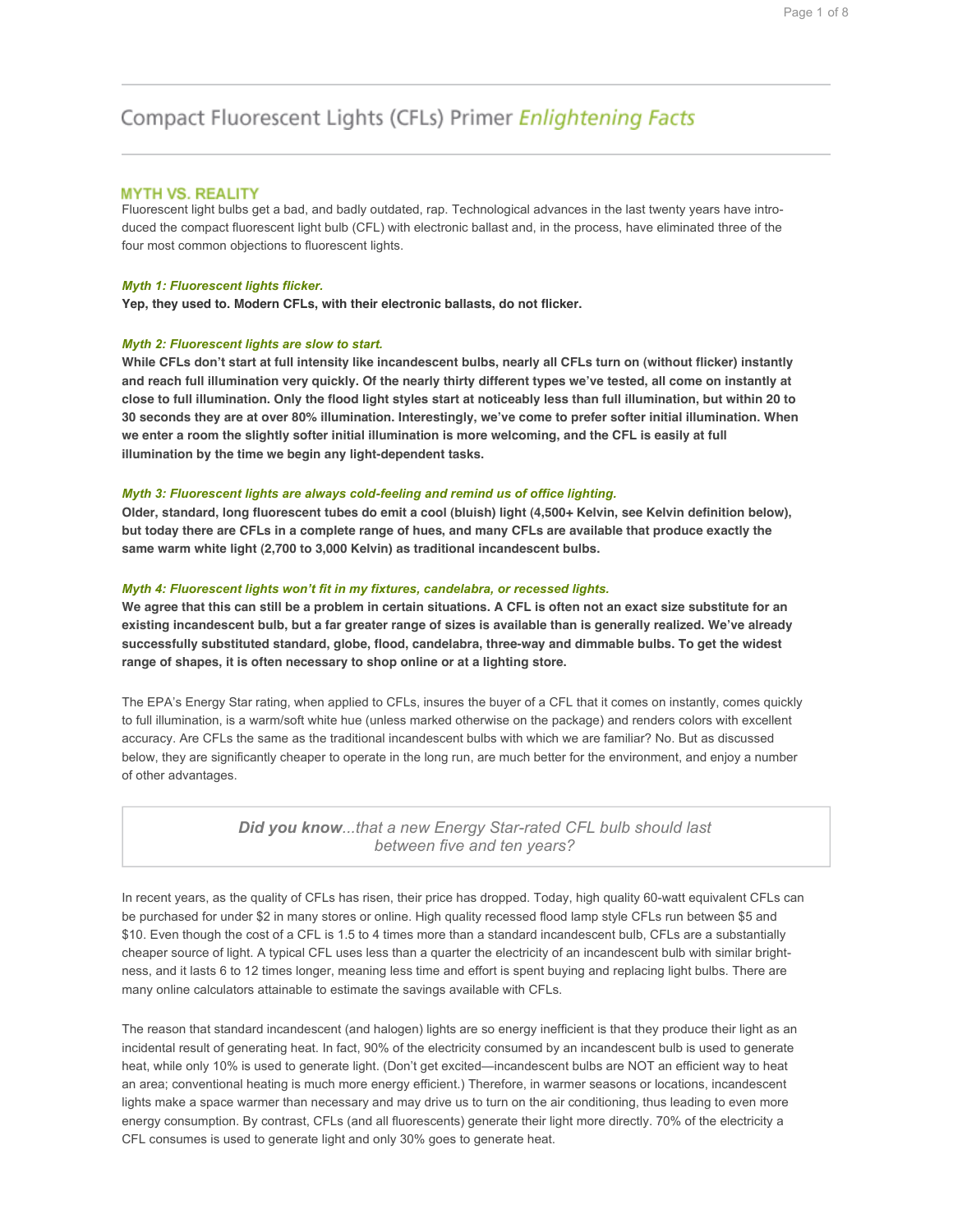# Compact Fluorescent Lights (CFLs) Primer *Enlightening Facts*

## MYTH VS. REALITY

Fluorescent light bulbs get a bad, and badly outdated, rap. Technological advances in the last twenty years have introduced the compact fluorescent light bulb (CFL) with electronic ballast and, in the process, have eliminated three of the four most common objections to fluorescent lights.

***Myth 1: Fluorescent lights flicker.***

**Yep, they used to. Modern CFLs, with their electronic ballasts, do not flicker.**

***Myth 2: Fluorescent lights are slow to start.***

**While CFLs don't start at full intensity like incandescent bulbs, nearly all CFLs turn on (without flicker) instantly and reach full illumination very quickly. Of the nearly thirty different types we've tested, all come on instantly at close to full illumination. Only the flood light styles start at noticeably less than full illumination, but within 20 to 30 seconds they are at over 80% illumination. Interestingly, we've come to prefer softer initial illumination. When we enter a room the slightly softer initial illumination is more welcoming, and the CFL is easily at full illumination by the time we begin any light-dependent tasks.**

***Myth 3: Fluorescent lights are always cold-feeling and remind us of office lighting.***

**Older, standard, long fluorescent tubes do emit a cool (bluish) light (4,500+ Kelvin, see Kelvin definition below), but today there are CFLs in a complete range of hues, and many CFLs are available that produce exactly the same warm white light (2,700 to 3,000 Kelvin) as traditional incandescent bulbs.**

***Myth 4: Fluorescent lights won't fit in my fixtures, candelabra, or recessed lights.***

**We agree that this can still be a problem in certain situations. A CFL is often not an exact size substitute for an existing incandescent bulb, but a far greater range of sizes is available than is generally realized. We've already successfully substituted standard, globe, flood, candelabra, three-way and dimmable bulbs. To get the widest range of shapes, it is often necessary to shop online or at a lighting store.**

The EPA's Energy Star rating, when applied to CFLs, insures the buyer of a CFL that it comes on instantly, comes quickly to full illumination, is a warm/soft white hue (unless marked otherwise on the package) and renders colors with excellent accuracy. Are CFLs the same as the traditional incandescent bulbs with which we are familiar? No. But as discussed below, they are significantly cheaper to operate in the long run, are much better for the environment, and enjoy a number of other advantages.

> ***Did you know****...that a new Energy Star-rated CFL bulb should last between five and ten years?*

In recent years, as the quality of CFLs has risen, their price has dropped. Today, high quality 60-watt equivalent CFLs can be purchased for under $2 in many stores or online. High quality recessed flood lamp style CFLs run between $5 and $10. Even though the cost of a CFL is 1.5 to 4 times more than a standard incandescent bulb, CFLs are a substantially cheaper source of light. A typical CFL uses less than a quarter the electricity of an incandescent bulb with similar brightness, and it lasts 6 to 12 times longer, meaning less time and effort is spent buying and replacing light bulbs. There are many online calculators attainable to estimate the savings available with CFLs.

The reason that standard incandescent (and halogen) lights are so energy inefficient is that they produce their light as an incidental result of generating heat. In fact, 90% of the electricity consumed by an incandescent bulb is used to generate heat, while only 10% is used to generate light. (Don't get excited—incandescent bulbs are NOT an efficient way to heat an area; conventional heating is much more energy efficient.) Therefore, in warmer seasons or locations, incandescent lights make a space warmer than necessary and may drive us to turn on the air conditioning, thus leading to even more energy consumption. By contrast, CFLs (and all fluorescents) generate their light more directly. 70% of the electricity a CFL consumes is used to generate light and only 30% goes to generate heat.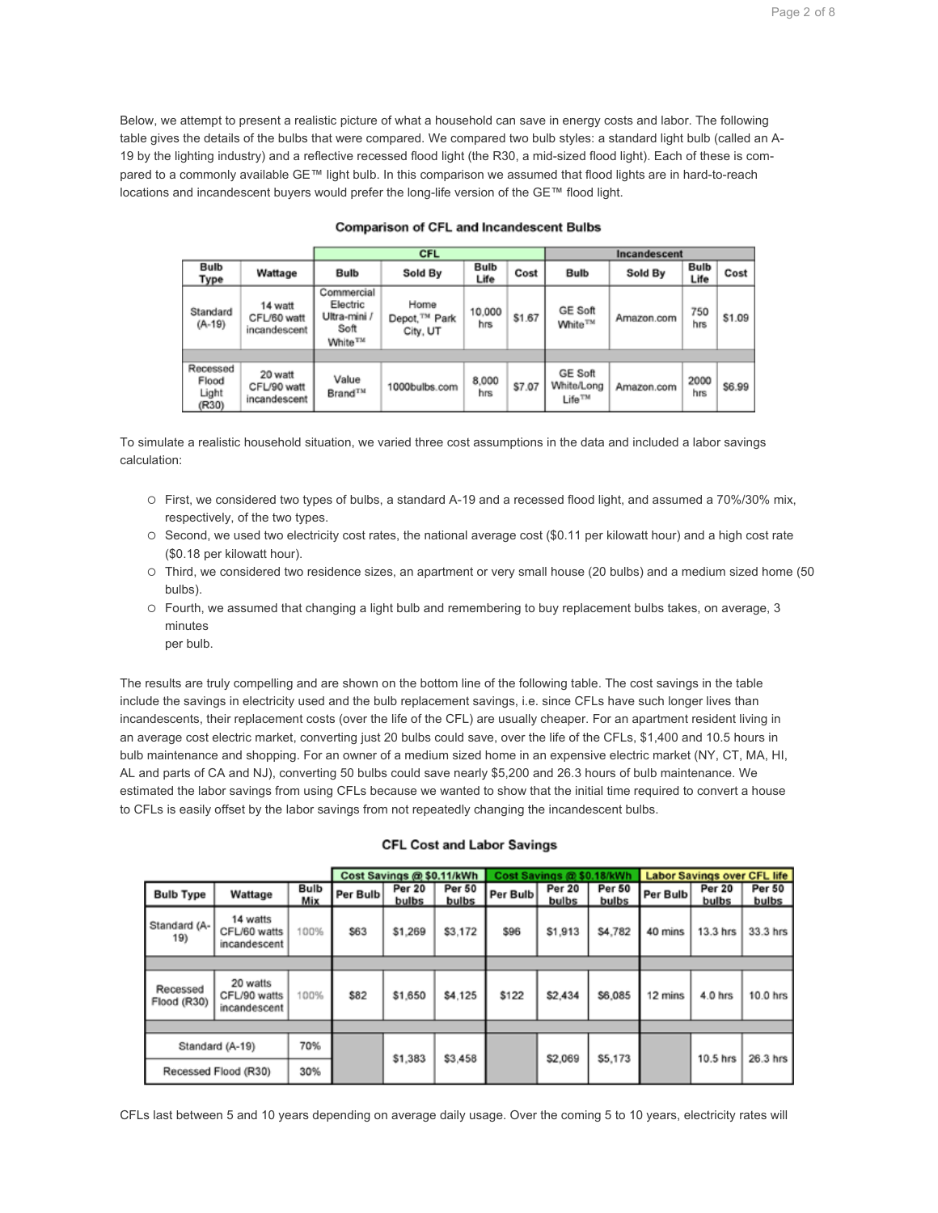Below, we attempt to present a realistic picture of what a household can save in energy costs and labor. The following table gives the details of the bulbs that were compared. We compared two bulb styles: a standard light bulb (called an A-19 by the lighting industry) and a reflective recessed flood light (the R30, a mid-sized flood light). Each of these is compared to a commonly available GE™ light bulb. In this comparison we assumed that flood lights are in hard-to-reach locations and incandescent buyers would prefer the long-life version of the GE™ flood light.

**Comparison of CFL and Incandescent Bulbs**

| | | CFL | | | | Incandescent | | | |
|---|---|---|---|---|---|---|---|---|---|
| Bulb Type | Wattage | Bulb | Sold By | Bulb Life | Cost | Bulb | Sold By | Bulb Life | Cost |
| Standard (A-19) | 14 watt CFL/60 watt incandescent | Commercial Electric Ultra-mini / Soft White™ | Home Depot,™ Park City, UT | 10,000 hrs | $1.67 | GE Soft White™ | Amazon.com | 750 hrs | $1.09 |
| | | | | | | | | | |
| Recessed Flood Light (R30) | 20 watt CFL/90 watt incandescent | Value Brand™ | 1000bulbs.com | 8,000 hrs | $7.07 | GE Soft White/Long Life™ | Amazon.com | 2000 hrs | $6.99 |

To simulate a realistic household situation, we varied three cost assumptions in the data and included a labor savings calculation:

- First, we considered two types of bulbs, a standard A-19 and a recessed flood light, and assumed a 70%/30% mix, respectively, of the two types.
- Second, we used two electricity cost rates, the national average cost ($0.11 per kilowatt hour) and a high cost rate ($0.18 per kilowatt hour).
- Third, we considered two residence sizes, an apartment or very small house (20 bulbs) and a medium sized home (50 bulbs).
- Fourth, we assumed that changing a light bulb and remembering to buy replacement bulbs takes, on average, 3 minutes per bulb.

The results are truly compelling and are shown on the bottom line of the following table. The cost savings in the table include the savings in electricity used and the bulb replacement savings, i.e. since CFLs have such longer lives than incandescents, their replacement costs (over the life of the CFL) are usually cheaper. For an apartment resident living in an average cost electric market, converting just 20 bulbs could save, over the life of the CFLs, $1,400 and 10.5 hours in bulb maintenance and shopping. For an owner of a medium sized home in an expensive electric market (NY, CT, MA, HI, AL and parts of CA and NJ), converting 50 bulbs could save nearly $5,200 and 26.3 hours of bulb maintenance. We estimated the labor savings from using CFLs because we wanted to show that the initial time required to convert a house to CFLs is easily offset by the labor savings from not repeatedly changing the incandescent bulbs.

**CFL Cost and Labor Savings**

| | | | Cost Savings @ $0.11/kWh | | | Cost Savings @ $0.18/kWh | | | Labor Savings over CFL life | | |
|---|---|---|---|---|---|---|---|---|---|---|---|
| Bulb Type | Wattage | Bulb Mix | Per Bulb | Per 20 bulbs | Per 50 bulbs | Per Bulb | Per 20 bulbs | Per 50 bulbs | Per Bulb | Per 20 bulbs | Per 50 bulbs |
| Standard (A-19) | 14 watts CFL/60 watts incandescent | 100% | $63 | $1,269 | $3,172 | $96 | $1,913 | $4,782 | 40 mins | 13.3 hrs | 33.3 hrs |
| | | | | | | | | | | | |
| Recessed Flood (R30) | 20 watts CFL/90 watts incandescent | 100% | $82 | $1,650 | $4,125 | $122 | $2,434 | $6,085 | 12 mins | 4.0 hrs | 10.0 hrs |
| | | | | | | | | | | | |
| Standard (A-19) | | 70% | | $1,383 | $3,458 | | $2,069 | $5,173 | | 10.5 hrs | 26.3 hrs |
| Recessed Flood (R30) | | 30% | | | | | | | | | |

CFLs last between 5 and 10 years depending on average daily usage. Over the coming 5 to 10 years, electricity rates will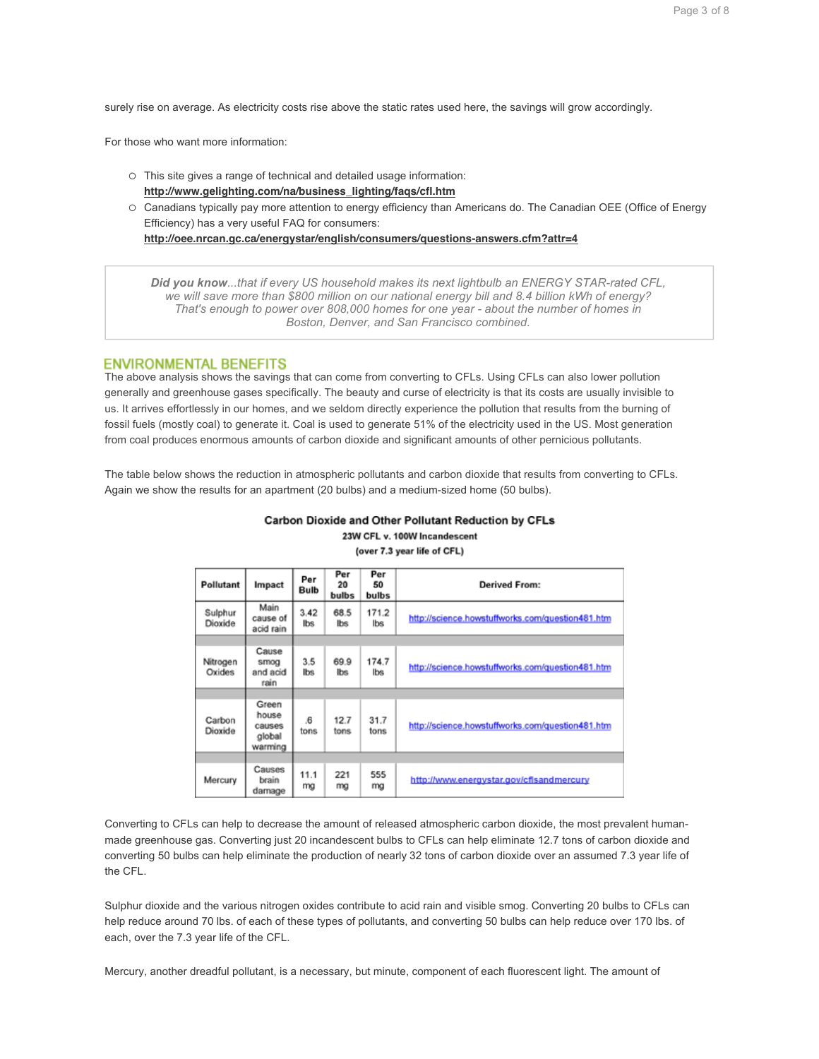surely rise on average. As electricity costs rise above the static rates used here, the savings will grow accordingly.

For those who want more information:

- This site gives a range of technical and detailed usage information: **http://www.gelighting.com/na/business_lighting/faqs/cfl.htm**
- Canadians typically pay more attention to energy efficiency than Americans do. The Canadian OEE (Office of Energy Efficiency) has a very useful FAQ for consumers: **http://oee.nrcan.gc.ca/energystar/english/consumers/questions-answers.cfm?attr=4**

> ***Did you know**...that if every US household makes its next lightbulb an ENERGY STAR-rated CFL, we will save more than $800 million on our national energy bill and 8.4 billion kWh of energy? That's enough to power over 808,000 homes for one year - about the number of homes in Boston, Denver, and San Francisco combined.*

## ENVIRONMENTAL BENEFITS

The above analysis shows the savings that can come from converting to CFLs. Using CFLs can also lower pollution generally and greenhouse gases specifically. The beauty and curse of electricity is that its costs are usually invisible to us. It arrives effortlessly in our homes, and we seldom directly experience the pollution that results from the burning of fossil fuels (mostly coal) to generate it. Coal is used to generate 51% of the electricity used in the US. Most generation from coal produces enormous amounts of carbon dioxide and significant amounts of other pernicious pollutants.

The table below shows the reduction in atmospheric pollutants and carbon dioxide that results from converting to CFLs. Again we show the results for an apartment (20 bulbs) and a medium-sized home (50 bulbs).

**Carbon Dioxide and Other Pollutant Reduction by CFLs**

**23W CFL v. 100W Incandescent**

**(over 7.3 year life of CFL)**

| Pollutant | Impact | Per Bulb | Per 20 bulbs | Per 50 bulbs | Derived From: |
|---|---|---|---|---|---|
| Sulphur Dioxide | Main cause of acid rain | 3.42 lbs | 68.5 lbs | 171.2 lbs | http://science.howstuffworks.com/question481.htm |
| Nitrogen Oxides | Cause smog and acid rain | 3.5 lbs | 69.9 lbs | 174.7 lbs | http://science.howstuffworks.com/question481.htm |
| Carbon Dioxide | Green house causes global warming | .6 tons | 12.7 tons | 31.7 tons | http://science.howstuffworks.com/question481.htm |
| Mercury | Causes brain damage | 11.1 mg | 221 mg | 555 mg | http://www.energystar.gov/cflsandmercury |

Converting to CFLs can help to decrease the amount of released atmospheric carbon dioxide, the most prevalent human-made greenhouse gas. Converting just 20 incandescent bulbs to CFLs can help eliminate 12.7 tons of carbon dioxide and converting 50 bulbs can help eliminate the production of nearly 32 tons of carbon dioxide over an assumed 7.3 year life of the CFL.

Sulphur dioxide and the various nitrogen oxides contribute to acid rain and visible smog. Converting 20 bulbs to CFLs can help reduce around 70 lbs. of each of these types of pollutants, and converting 50 bulbs can help reduce over 170 lbs. of each, over the 7.3 year life of the CFL.

Mercury, another dreadful pollutant, is a necessary, but minute, component of each fluorescent light. The amount of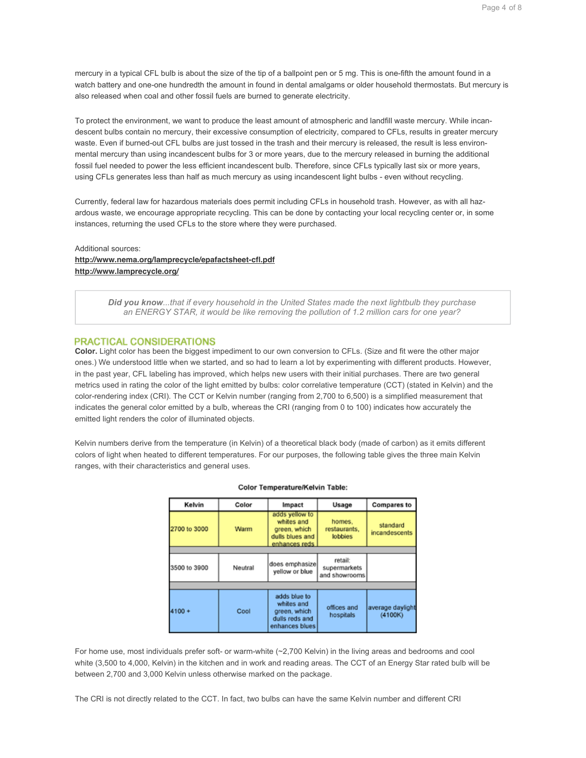mercury in a typical CFL bulb is about the size of the tip of a ballpoint pen or 5 mg. This is one-fifth the amount found in a watch battery and one-one hundredth the amount in found in dental amalgams or older household thermostats. But mercury is also released when coal and other fossil fuels are burned to generate electricity.

To protect the environment, we want to produce the least amount of atmospheric and landfill waste mercury. While incandescent bulbs contain no mercury, their excessive consumption of electricity, compared to CFLs, results in greater mercury waste. Even if burned-out CFL bulbs are just tossed in the trash and their mercury is released, the result is less environmental mercury than using incandescent bulbs for 3 or more years, due to the mercury released in burning the additional fossil fuel needed to power the less efficient incandescent bulb. Therefore, since CFLs typically last six or more years, using CFLs generates less than half as much mercury as using incandescent light bulbs - even without recycling.

Currently, federal law for hazardous materials does permit including CFLs in household trash. However, as with all hazardous waste, we encourage appropriate recycling. This can be done by contacting your local recycling center or, in some instances, returning the used CFLs to the store where they were purchased.

Additional sources:
**http://www.nema.org/lamprecycle/epafactsheet-cfl.pdf**
**http://www.lamprecycle.org/**

> ***Did you know****...that if every household in the United States made the next lightbulb they purchase an ENERGY STAR, it would be like removing the pollution of 1.2 million cars for one year?*

## PRACTICAL CONSIDERATIONS

**Color.** Light color has been the biggest impediment to our own conversion to CFLs. (Size and fit were the other major ones.) We understood little when we started, and so had to learn a lot by experimenting with different products. However, in the past year, CFL labeling has improved, which helps new users with their initial purchases. There are two general metrics used in rating the color of the light emitted by bulbs: color correlative temperature (CCT) (stated in Kelvin) and the color-rendering index (CRI). The CCT or Kelvin number (ranging from 2,700 to 6,500) is a simplified measurement that indicates the general color emitted by a bulb, whereas the CRI (ranging from 0 to 100) indicates how accurately the emitted light renders the color of illuminated objects.

Kelvin numbers derive from the temperature (in Kelvin) of a theoretical black body (made of carbon) as it emits different colors of light when heated to different temperatures. For our purposes, the following table gives the three main Kelvin ranges, with their characteristics and general uses.

**Color Temperature/Kelvin Table:**

| Kelvin | Color | Impact | Usage | Compares to |
|---|---|---|---|---|
| 2700 to 3000 | Warm | adds yellow to whites and green, which dulls blues and enhances reds | homes, restaurants, lobbies | standard incandescents |
| 3500 to 3900 | Neutral | does emphasize yellow or blue | retail: supermarkets and showrooms | |
| 4100 + | Cool | adds blue to whites and green, which dulls reds and enhances blues | offices and hospitals | average daylight (4100K) |

For home use, most individuals prefer soft- or warm-white (~2,700 Kelvin) in the living areas and bedrooms and cool white (3,500 to 4,000, Kelvin) in the kitchen and in work and reading areas. The CCT of an Energy Star rated bulb will be between 2,700 and 3,000 Kelvin unless otherwise marked on the package.

The CRI is not directly related to the CCT. In fact, two bulbs can have the same Kelvin number and different CRI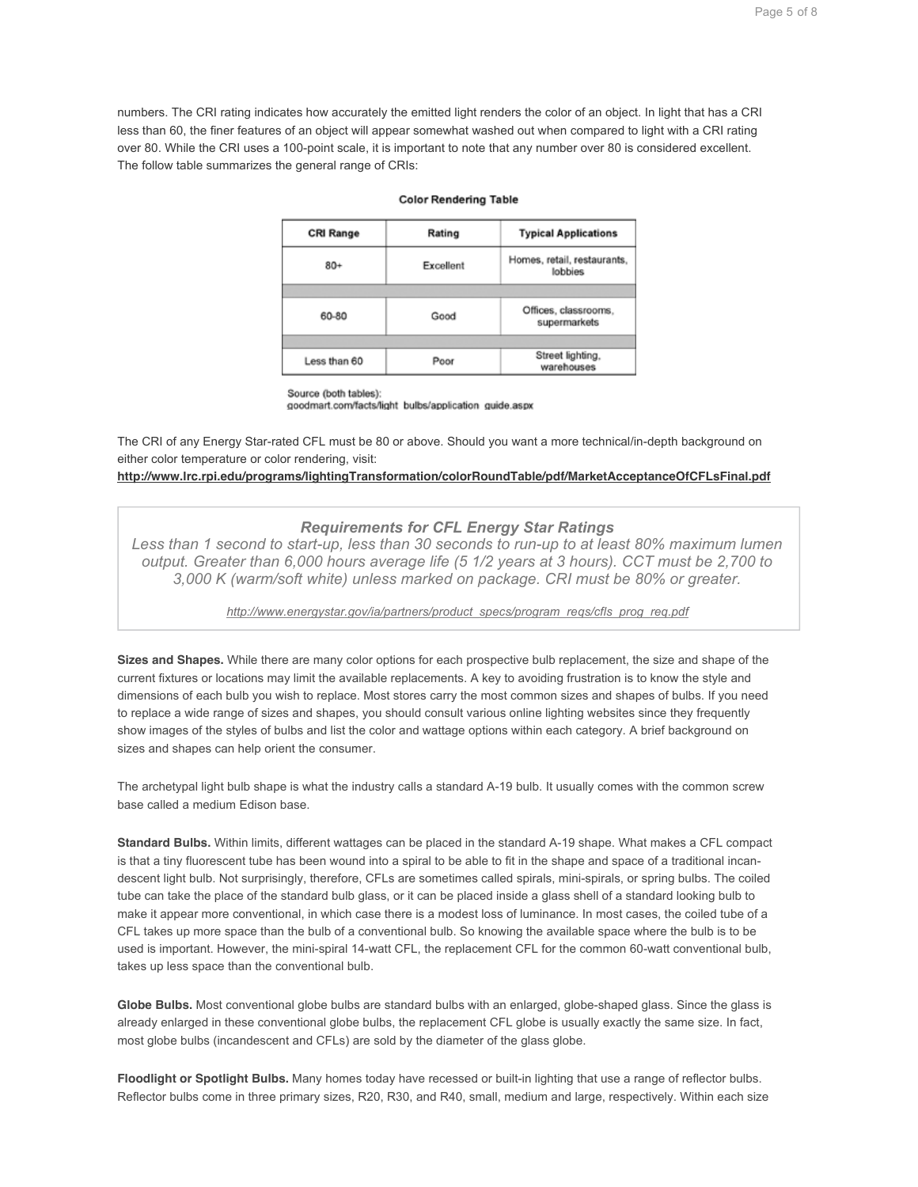numbers. The CRI rating indicates how accurately the emitted light renders the color of an object. In light that has a CRI less than 60, the finer features of an object will appear somewhat washed out when compared to light with a CRI rating over 80. While the CRI uses a 100-point scale, it is important to note that any number over 80 is considered excellent. The follow table summarizes the general range of CRIs:

**Color Rendering Table**

| CRI Range | Rating | Typical Applications |
|---|---|---|
| 80+ | Excellent | Homes, retail, restaurants, lobbies |
| 60-80 | Good | Offices, classrooms, supermarkets |
| Less than 60 | Poor | Street lighting, warehouses |

Source (both tables):
goodmart.com/facts/light_bulbs/application_guide.aspx

The CRI of any Energy Star-rated CFL must be 80 or above. Should you want a more technical/in-depth background on either color temperature or color rendering, visit:
**http://www.lrc.rpi.edu/programs/lightingTransformation/colorRoundTable/pdf/MarketAcceptanceOfCFLsFinal.pdf**

> ***Requirements for CFL Energy Star Ratings***
>
> *Less than 1 second to start-up, less than 30 seconds to run-up to at least 80% maximum lumen output. Greater than 6,000 hours average life (5 1/2 years at 3 hours). CCT must be 2,700 to 3,000 K (warm/soft white) unless marked on package. CRI must be 80% or greater.*
>
> *http://www.energystar.gov/ia/partners/product_specs/program_reqs/cfls_prog_req.pdf*

**Sizes and Shapes.** While there are many color options for each prospective bulb replacement, the size and shape of the current fixtures or locations may limit the available replacements. A key to avoiding frustration is to know the style and dimensions of each bulb you wish to replace. Most stores carry the most common sizes and shapes of bulbs. If you need to replace a wide range of sizes and shapes, you should consult various online lighting websites since they frequently show images of the styles of bulbs and list the color and wattage options within each category. A brief background on sizes and shapes can help orient the consumer.

The archetypal light bulb shape is what the industry calls a standard A-19 bulb. It usually comes with the common screw base called a medium Edison base.

**Standard Bulbs.** Within limits, different wattages can be placed in the standard A-19 shape. What makes a CFL compact is that a tiny fluorescent tube has been wound into a spiral to be able to fit in the shape and space of a traditional incandescent light bulb. Not surprisingly, therefore, CFLs are sometimes called spirals, mini-spirals, or spring bulbs. The coiled tube can take the place of the standard bulb glass, or it can be placed inside a glass shell of a standard looking bulb to make it appear more conventional, in which case there is a modest loss of luminance. In most cases, the coiled tube of a CFL takes up more space than the bulb of a conventional bulb. So knowing the available space where the bulb is to be used is important. However, the mini-spiral 14-watt CFL, the replacement CFL for the common 60-watt conventional bulb, takes up less space than the conventional bulb.

**Globe Bulbs.** Most conventional globe bulbs are standard bulbs with an enlarged, globe-shaped glass. Since the glass is already enlarged in these conventional globe bulbs, the replacement CFL globe is usually exactly the same size. In fact, most globe bulbs (incandescent and CFLs) are sold by the diameter of the glass globe.

**Floodlight or Spotlight Bulbs.** Many homes today have recessed or built-in lighting that use a range of reflector bulbs. Reflector bulbs come in three primary sizes, R20, R30, and R40, small, medium and large, respectively. Within each size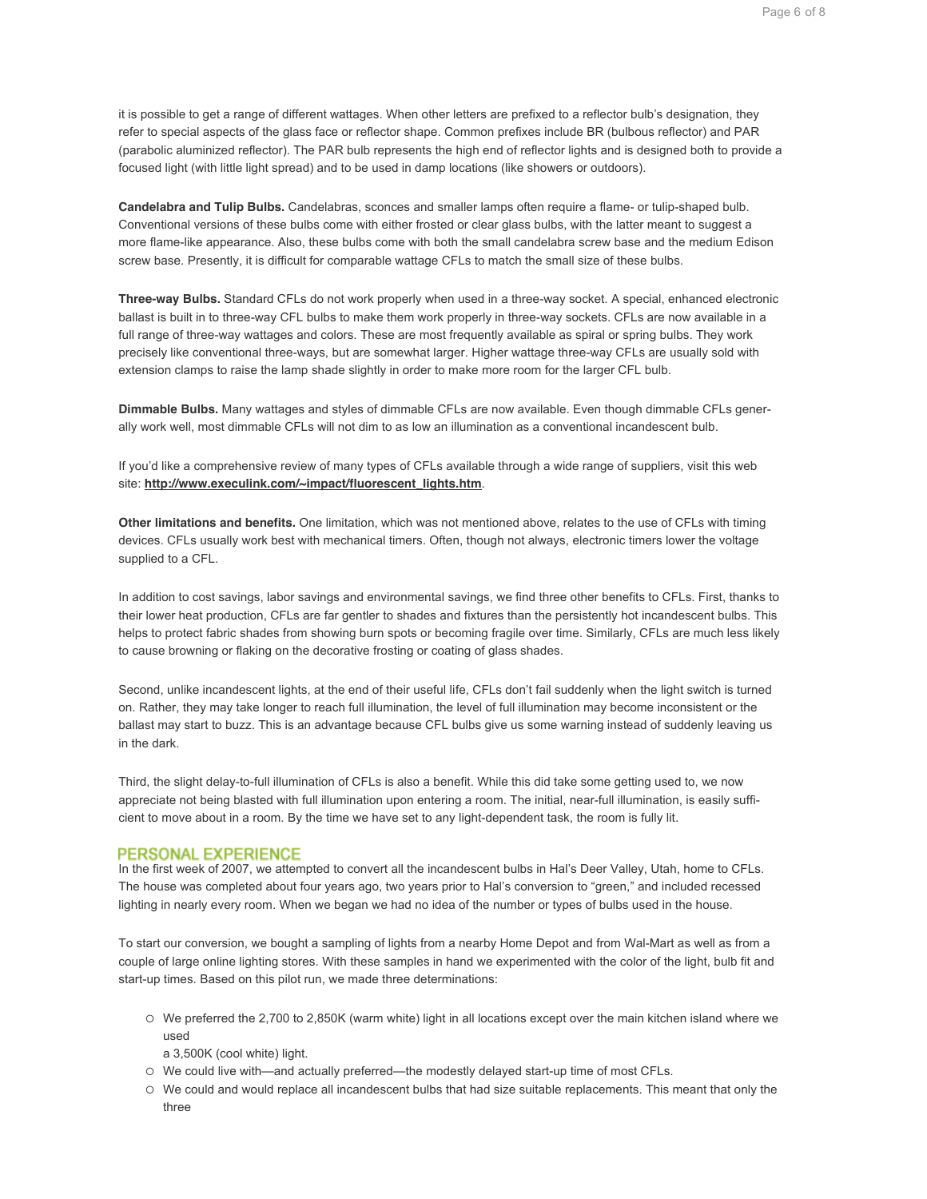it is possible to get a range of different wattages. When other letters are prefixed to a reflector bulb's designation, they refer to special aspects of the glass face or reflector shape. Common prefixes include BR (bulbous reflector) and PAR (parabolic aluminized reflector). The PAR bulb represents the high end of reflector lights and is designed both to provide a focused light (with little light spread) and to be used in damp locations (like showers or outdoors).

**Candelabra and Tulip Bulbs.** Candelabras, sconces and smaller lamps often require a flame- or tulip-shaped bulb. Conventional versions of these bulbs come with either frosted or clear glass bulbs, with the latter meant to suggest a more flame-like appearance. Also, these bulbs come with both the small candelabra screw base and the medium Edison screw base. Presently, it is difficult for comparable wattage CFLs to match the small size of these bulbs.

**Three-way Bulbs.** Standard CFLs do not work properly when used in a three-way socket. A special, enhanced electronic ballast is built in to three-way CFL bulbs to make them work properly in three-way sockets. CFLs are now available in a full range of three-way wattages and colors. These are most frequently available as spiral or spring bulbs. They work precisely like conventional three-ways, but are somewhat larger. Higher wattage three-way CFLs are usually sold with extension clamps to raise the lamp shade slightly in order to make more room for the larger CFL bulb.

**Dimmable Bulbs.** Many wattages and styles of dimmable CFLs are now available. Even though dimmable CFLs generally work well, most dimmable CFLs will not dim to as low an illumination as a conventional incandescent bulb.

If you'd like a comprehensive review of many types of CFLs available through a wide range of suppliers, visit this web site: **http://www.execulink.com/~impact/fluorescent_lights.htm**.

**Other limitations and benefits.** One limitation, which was not mentioned above, relates to the use of CFLs with timing devices. CFLs usually work best with mechanical timers. Often, though not always, electronic timers lower the voltage supplied to a CFL.

In addition to cost savings, labor savings and environmental savings, we find three other benefits to CFLs. First, thanks to their lower heat production, CFLs are far gentler to shades and fixtures than the persistently hot incandescent bulbs. This helps to protect fabric shades from showing burn spots or becoming fragile over time. Similarly, CFLs are much less likely to cause browning or flaking on the decorative frosting or coating of glass shades.

Second, unlike incandescent lights, at the end of their useful life, CFLs don't fail suddenly when the light switch is turned on. Rather, they may take longer to reach full illumination, the level of full illumination may become inconsistent or the ballast may start to buzz. This is an advantage because CFL bulbs give us some warning instead of suddenly leaving us in the dark.

Third, the slight delay-to-full illumination of CFLs is also a benefit. While this did take some getting used to, we now appreciate not being blasted with full illumination upon entering a room. The initial, near-full illumination, is easily sufficient to move about in a room. By the time we have set to any light-dependent task, the room is fully lit.

## PERSONAL EXPERIENCE

In the first week of 2007, we attempted to convert all the incandescent bulbs in Hal's Deer Valley, Utah, home to CFLs. The house was completed about four years ago, two years prior to Hal's conversion to "green," and included recessed lighting in nearly every room. When we began we had no idea of the number or types of bulbs used in the house.

To start our conversion, we bought a sampling of lights from a nearby Home Depot and from Wal-Mart as well as from a couple of large online lighting stores. With these samples in hand we experimented with the color of the light, bulb fit and start-up times. Based on this pilot run, we made three determinations:

- We preferred the 2,700 to 2,850K (warm white) light in all locations except over the main kitchen island where we used a 3,500K (cool white) light.
- We could live with—and actually preferred—the modestly delayed start-up time of most CFLs.
- We could and would replace all incandescent bulbs that had size suitable replacements. This meant that only the three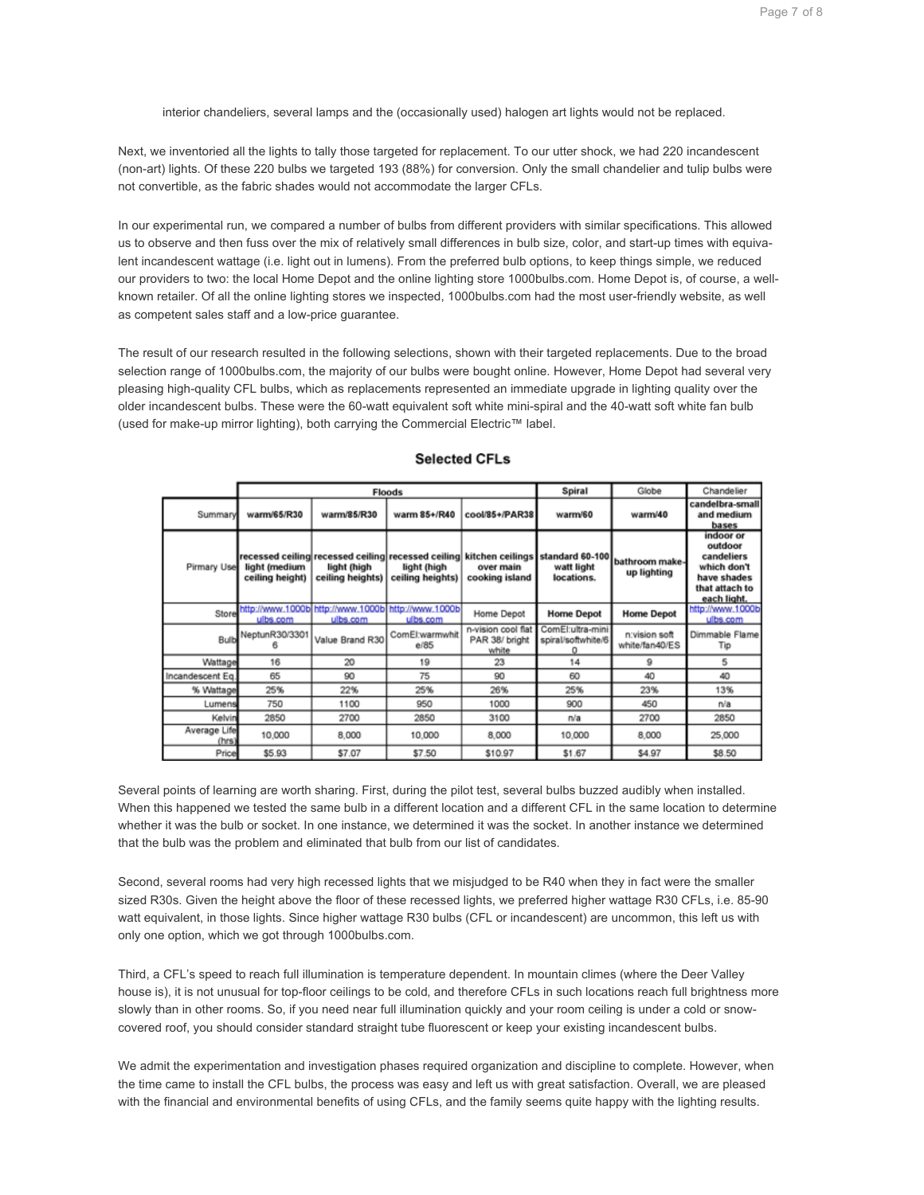interior chandeliers, several lamps and the (occasionally used) halogen art lights would not be replaced.

Next, we inventoried all the lights to tally those targeted for replacement. To our utter shock, we had 220 incandescent (non-art) lights. Of these 220 bulbs we targeted 193 (88%) for conversion. Only the small chandelier and tulip bulbs were not convertible, as the fabric shades would not accommodate the larger CFLs.

In our experimental run, we compared a number of bulbs from different providers with similar specifications. This allowed us to observe and then fuss over the mix of relatively small differences in bulb size, color, and start-up times with equivalent incandescent wattage (i.e. light out in lumens). From the preferred bulb options, to keep things simple, we reduced our providers to two: the local Home Depot and the online lighting store 1000bulbs.com. Home Depot is, of course, a well-known retailer. Of all the online lighting stores we inspected, 1000bulbs.com had the most user-friendly website, as well as competent sales staff and a low-price guarantee.

The result of our research resulted in the following selections, shown with their targeted replacements. Due to the broad selection range of 1000bulbs.com, the majority of our bulbs were bought online. However, Home Depot had several very pleasing high-quality CFL bulbs, which as replacements represented an immediate upgrade in lighting quality over the older incandescent bulbs. These were the 60-watt equivalent soft white mini-spiral and the 40-watt soft white fan bulb (used for make-up mirror lighting), both carrying the Commercial Electric™ label.

## Selected CFLs

| | Floods | | | | Spiral | Globe | Chandelier |
|---|---|---|---|---|---|---|---|
| Summary | warm/65/R30 | warm/85/R30 | warm 85+/R40 | cool/85+/PAR38 | warm/60 | warm/40 | candelbra-small and medium bases |
| Pirmary Use | recessed ceiling light (medium ceiling height) | recessed ceiling light (high ceiling heights) | recessed ceiling light (high ceiling heights) | kitchen ceilings over main cooking island | standard 60-100 watt light locations. | bathroom make-up lighting | indoor or outdoor candeliers which don't have shades that attach to each light. |
| Store | http://www.1000bulbs.com | http://www.1000bulbs.com | http://www.1000bulbs.com | Home Depot | Home Depot | Home Depot | http://www.1000bulbs.com |
| Bulb | NeptunR30/33016 | Value Brand R30 | ComEl:warmwhite/85 | n-vision cool flat PAR 38/ bright white | ComEl:ultra-mini spiral/softwhite/60 | n:vision soft white/fan40/ES | Dimmable Flame Tip |
| Wattage | 16 | 20 | 19 | 23 | 14 | 9 | 5 |
| Incandescent Eq. | 65 | 90 | 75 | 90 | 60 | 40 | 40 |
| % Wattage | 25% | 22% | 25% | 26% | 25% | 23% | 13% |
| Lumens | 750 | 1100 | 950 | 1000 | 900 | 450 | n/a |
| Kelvin | 2850 | 2700 | 2850 | 3100 | n/a | 2700 | 2850 |
| Average Life (hrs) | 10,000 | 8,000 | 10,000 | 8,000 | 10,000 | 8,000 | 25,000 |
| Price | $5.93 | $7.07 | $7.50 | $10.97 | $1.67 | $4.97 | $8.50 |

Several points of learning are worth sharing. First, during the pilot test, several bulbs buzzed audibly when installed. When this happened we tested the same bulb in a different location and a different CFL in the same location to determine whether it was the bulb or socket. In one instance, we determined it was the socket. In another instance we determined that the bulb was the problem and eliminated that bulb from our list of candidates.

Second, several rooms had very high recessed lights that we misjudged to be R40 when they in fact were the smaller sized R30s. Given the height above the floor of these recessed lights, we preferred higher wattage R30 CFLs, i.e. 85-90 watt equivalent, in those lights. Since higher wattage R30 bulbs (CFL or incandescent) are uncommon, this left us with only one option, which we got through 1000bulbs.com.

Third, a CFL's speed to reach full illumination is temperature dependent. In mountain climes (where the Deer Valley house is), it is not unusual for top-floor ceilings to be cold, and therefore CFLs in such locations reach full brightness more slowly than in other rooms. So, if you need near full illumination quickly and your room ceiling is under a cold or snow-covered roof, you should consider standard straight tube fluorescent or keep your existing incandescent bulbs.

We admit the experimentation and investigation phases required organization and discipline to complete. However, when the time came to install the CFL bulbs, the process was easy and left us with great satisfaction. Overall, we are pleased with the financial and environmental benefits of using CFLs, and the family seems quite happy with the lighting results.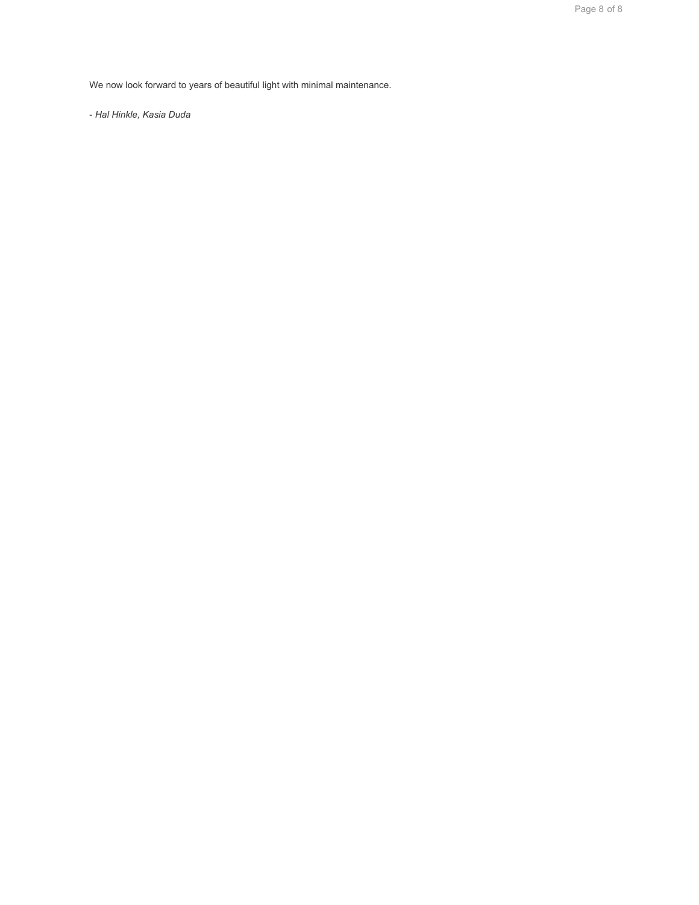We now look forward to years of beautiful light with minimal maintenance.

*- Hal Hinkle, Kasia Duda*